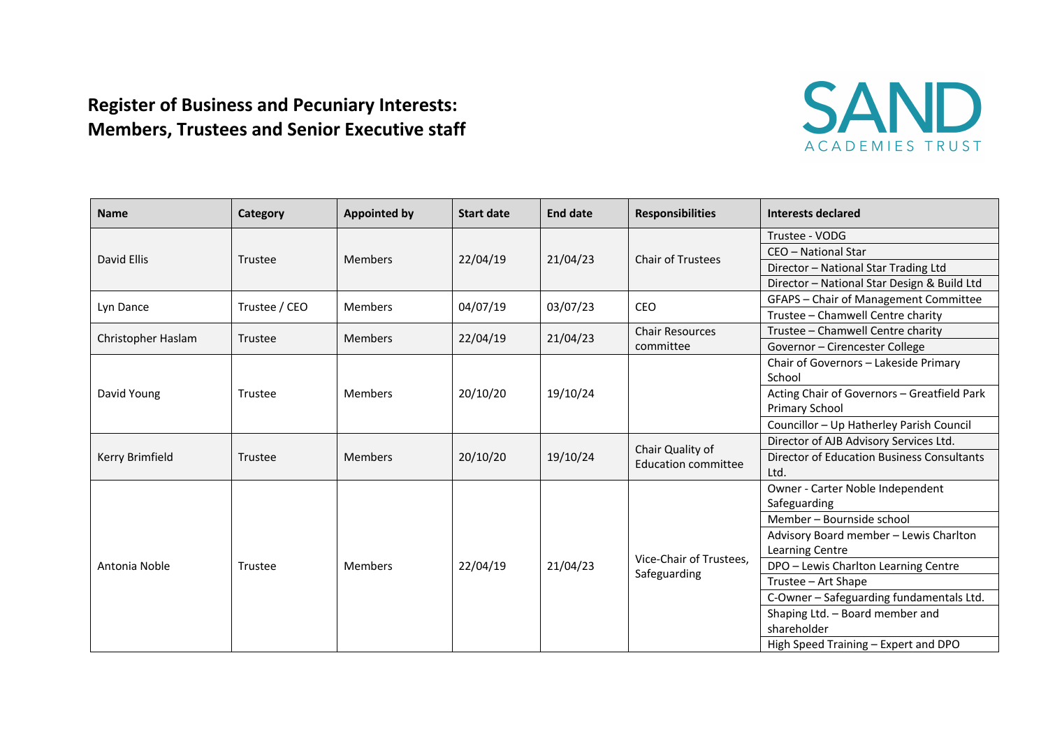# Register of Business and Pecuniary Interests: Members, Trustees and Senior Executive staff

SAND ACADEMIES TRUST

| Name | Category | Appointed by | Start date | End date | Responsibilities | Interests declared |
|---|---|---|---|---|---|---|
| David Ellis | Trustee | Members | 22/04/19 | 21/04/23 | Chair of Trustees | Trustee - VODG |
| | | | | | | CEO – National Star |
| | | | | | | Director – National Star Trading Ltd |
| | | | | | | Director – National Star Design & Build Ltd |
| Lyn Dance | Trustee / CEO | Members | 04/07/19 | 03/07/23 | CEO | GFAPS – Chair of Management Committee |
| | | | | | | Trustee – Chamwell Centre charity |
| Christopher Haslam | Trustee | Members | 22/04/19 | 21/04/23 | Chair Resources committee | Trustee – Chamwell Centre charity |
| | | | | | | Governor – Cirencester College |
| David Young | Trustee | Members | 20/10/20 | 19/10/24 | | Chair of Governors – Lakeside Primary School |
| | | | | | | Acting Chair of Governors – Greatfield Park Primary School |
| | | | | | | Councillor – Up Hatherley Parish Council |
| Kerry Brimfield | Trustee | Members | 20/10/20 | 19/10/24 | Chair Quality of Education committee | Director of AJB Advisory Services Ltd. |
| | | | | | | Director of Education Business Consultants Ltd. |
| Antonia Noble | Trustee | Members | 22/04/19 | 21/04/23 | Vice-Chair of Trustees, Safeguarding | Owner - Carter Noble Independent Safeguarding |
| | | | | | | Member – Bournside school |
| | | | | | | Advisory Board member – Lewis Charlton Learning Centre |
| | | | | | | DPO – Lewis Charlton Learning Centre |
| | | | | | | Trustee – Art Shape |
| | | | | | | C-Owner – Safeguarding fundamentals Ltd. |
| | | | | | | Shaping Ltd. – Board member and shareholder |
| | | | | | | High Speed Training – Expert and DPO |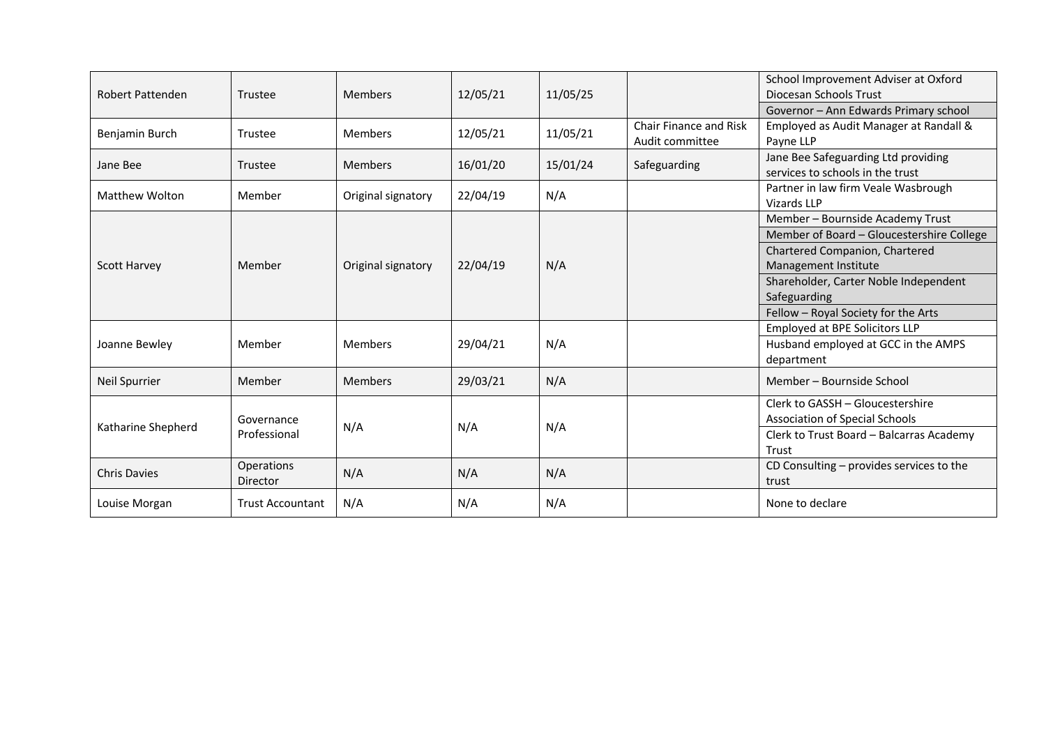| | | | | | | |
|---|---|---|---|---|---|---|
| Robert Pattenden | Trustee | Members | 12/05/21 | 11/05/25 | | School Improvement Adviser at Oxford Diocesan Schools Trust<br>Governor – Ann Edwards Primary school |
| Benjamin Burch | Trustee | Members | 12/05/21 | 11/05/21 | Chair Finance and Risk Audit committee | Employed as Audit Manager at Randall & Payne LLP |
| Jane Bee | Trustee | Members | 16/01/20 | 15/01/24 | Safeguarding | Jane Bee Safeguarding Ltd providing services to schools in the trust |
| Matthew Wolton | Member | Original signatory | 22/04/19 | N/A | | Partner in law firm Veale Wasbrough Vizards LLP |
| Scott Harvey | Member | Original signatory | 22/04/19 | N/A | | Member – Bournside Academy Trust<br>Member of Board – Gloucestershire College<br>Chartered Companion, Chartered Management Institute<br>Shareholder, Carter Noble Independent Safeguarding<br>Fellow – Royal Society for the Arts |
| Joanne Bewley | Member | Members | 29/04/21 | N/A | | Employed at BPE Solicitors LLP<br>Husband employed at GCC in the AMPS department |
| Neil Spurrier | Member | Members | 29/03/21 | N/A | | Member – Bournside School |
| Katharine Shepherd | Governance Professional | N/A | N/A | N/A | | Clerk to GASSH – Gloucestershire Association of Special Schools<br>Clerk to Trust Board – Balcarras Academy Trust |
| Chris Davies | Operations Director | N/A | N/A | N/A | | CD Consulting – provides services to the trust |
| Louise Morgan | Trust Accountant | N/A | N/A | N/A | | None to declare |